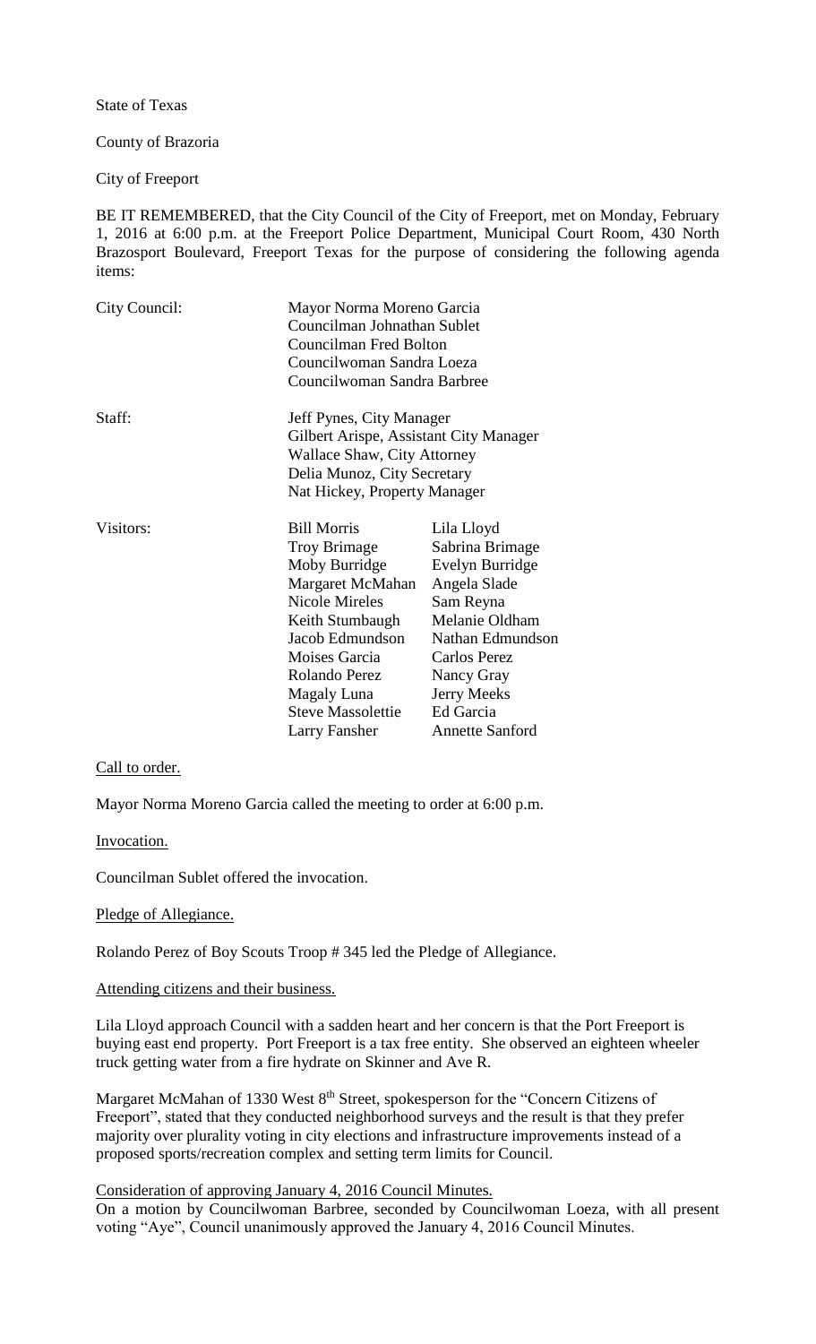State of Texas

County of Brazoria

City of Freeport

BE IT REMEMBERED, that the City Council of the City of Freeport, met on Monday, February 1, 2016 at 6:00 p.m. at the Freeport Police Department, Municipal Court Room, 430 North Brazosport Boulevard, Freeport Texas for the purpose of considering the following agenda items:

| | | |
|---|---|---|
| City Council: | Mayor Norma Moreno Garcia | |
| | Councilman Johnathan Sublet | |
| | Councilman Fred Bolton | |
| | Councilwoman Sandra Loeza | |
| | Councilwoman Sandra Barbree | |
| Staff: | Jeff Pynes, City Manager | |
| | Gilbert Arispe, Assistant City Manager | |
| | Wallace Shaw, City Attorney | |
| | Delia Munoz, City Secretary | |
| | Nat Hickey, Property Manager | |
| Visitors: | Bill Morris | Lila Lloyd |
| | Troy Brimage | Sabrina Brimage |
| | Moby Burridge | Evelyn Burridge |
| | Margaret McMahan | Angela Slade |
| | Nicole Mireles | Sam Reyna |
| | Keith Stumbaugh | Melanie Oldham |
| | Jacob Edmundson | Nathan Edmundson |
| | Moises Garcia | Carlos Perez |
| | Rolando Perez | Nancy Gray |
| | Magaly Luna | Jerry Meeks |
| | Steve Massolettie | Ed Garcia |
| | Larry Fansher | Annette Sanford |

Call to order.

Mayor Norma Moreno Garcia called the meeting to order at 6:00 p.m.

Invocation.

Councilman Sublet offered the invocation.

Pledge of Allegiance.

Rolando Perez of Boy Scouts Troop # 345 led the Pledge of Allegiance.

Attending citizens and their business.

Lila Lloyd approach Council with a sadden heart and her concern is that the Port Freeport is buying east end property. Port Freeport is a tax free entity. She observed an eighteen wheeler truck getting water from a fire hydrate on Skinner and Ave R.

Margaret McMahan of 1330 West 8th Street, spokesperson for the "Concern Citizens of Freeport", stated that they conducted neighborhood surveys and the result is that they prefer majority over plurality voting in city elections and infrastructure improvements instead of a proposed sports/recreation complex and setting term limits for Council.

Consideration of approving January 4, 2016 Council Minutes.

On a motion by Councilwoman Barbree, seconded by Councilwoman Loeza, with all present voting "Aye", Council unanimously approved the January 4, 2016 Council Minutes.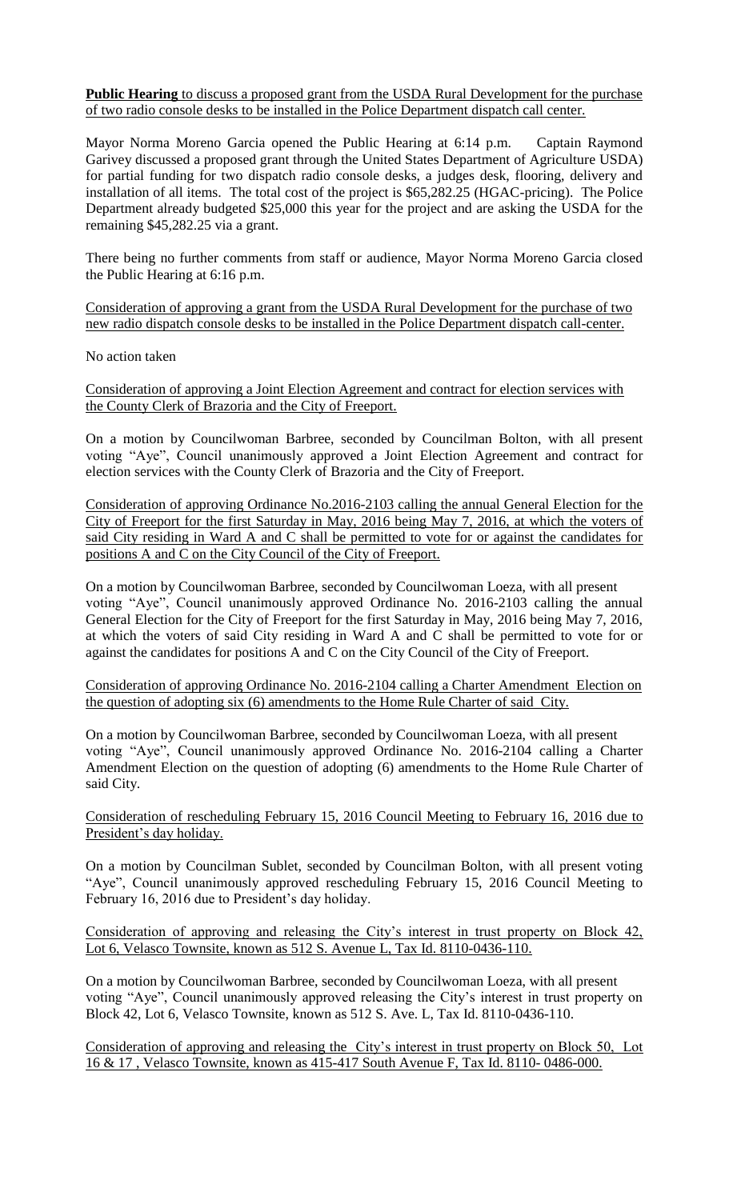**Public Hearing** to discuss a proposed grant from the USDA Rural Development for the purchase of two radio console desks to be installed in the Police Department dispatch call center.

Mayor Norma Moreno Garcia opened the Public Hearing at 6:14 p.m. Captain Raymond Garivey discussed a proposed grant through the United States Department of Agriculture USDA) for partial funding for two dispatch radio console desks, a judges desk, flooring, delivery and installation of all items. The total cost of the project is $65,282.25 (HGAC-pricing). The Police Department already budgeted $25,000 this year for the project and are asking the USDA for the remaining $45,282.25 via a grant.

There being no further comments from staff or audience, Mayor Norma Moreno Garcia closed the Public Hearing at 6:16 p.m.

Consideration of approving a grant from the USDA Rural Development for the purchase of two new radio dispatch console desks to be installed in the Police Department dispatch call-center.

No action taken

Consideration of approving a Joint Election Agreement and contract for election services with the County Clerk of Brazoria and the City of Freeport.

On a motion by Councilwoman Barbree, seconded by Councilman Bolton, with all present voting "Aye", Council unanimously approved a Joint Election Agreement and contract for election services with the County Clerk of Brazoria and the City of Freeport.

Consideration of approving Ordinance No.2016-2103 calling the annual General Election for the City of Freeport for the first Saturday in May, 2016 being May 7, 2016, at which the voters of said City residing in Ward A and C shall be permitted to vote for or against the candidates for positions A and C on the City Council of the City of Freeport.

On a motion by Councilwoman Barbree, seconded by Councilwoman Loeza, with all present voting "Aye", Council unanimously approved Ordinance No. 2016-2103 calling the annual General Election for the City of Freeport for the first Saturday in May, 2016 being May 7, 2016, at which the voters of said City residing in Ward A and C shall be permitted to vote for or against the candidates for positions A and C on the City Council of the City of Freeport.

Consideration of approving Ordinance No. 2016-2104 calling a Charter Amendment Election on the question of adopting six (6) amendments to the Home Rule Charter of said City.

On a motion by Councilwoman Barbree, seconded by Councilwoman Loeza, with all present voting "Aye", Council unanimously approved Ordinance No. 2016-2104 calling a Charter Amendment Election on the question of adopting (6) amendments to the Home Rule Charter of said City.

Consideration of rescheduling February 15, 2016 Council Meeting to February 16, 2016 due to President's day holiday.

On a motion by Councilman Sublet, seconded by Councilman Bolton, with all present voting "Aye", Council unanimously approved rescheduling February 15, 2016 Council Meeting to February 16, 2016 due to President's day holiday.

Consideration of approving and releasing the City's interest in trust property on Block 42, Lot 6, Velasco Townsite, known as 512 S. Avenue L, Tax Id. 8110-0436-110.

On a motion by Councilwoman Barbree, seconded by Councilwoman Loeza, with all present voting "Aye", Council unanimously approved releasing the City's interest in trust property on Block 42, Lot 6, Velasco Townsite, known as 512 S. Ave. L, Tax Id. 8110-0436-110.

Consideration of approving and releasing the City's interest in trust property on Block 50, Lot 16 & 17 , Velasco Townsite, known as 415-417 South Avenue F, Tax Id. 8110- 0486-000.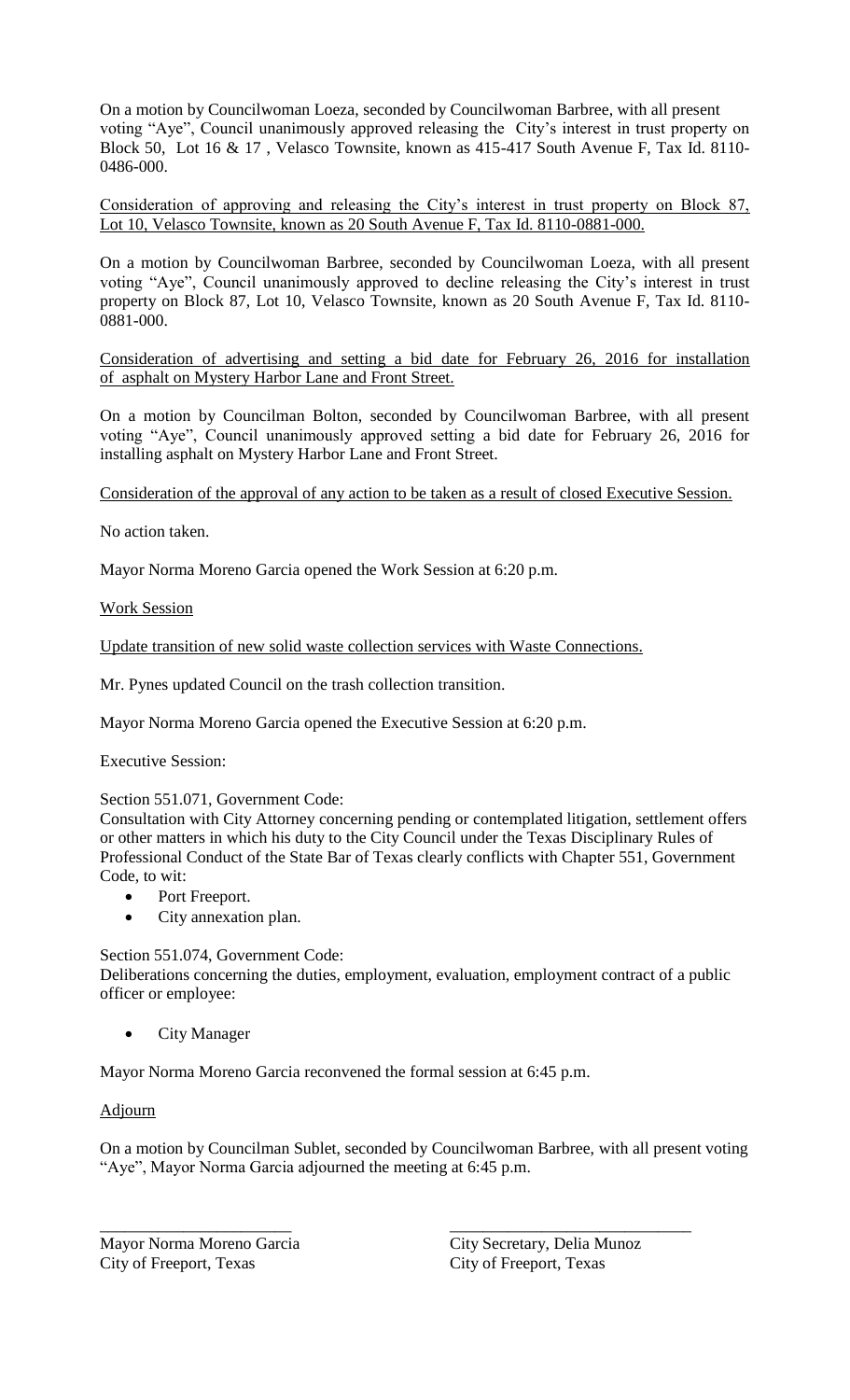On a motion by Councilwoman Loeza, seconded by Councilwoman Barbree, with all present voting "Aye", Council unanimously approved releasing the City's interest in trust property on Block 50, Lot 16 & 17 , Velasco Townsite, known as 415-417 South Avenue F, Tax Id. 8110-0486-000.

Consideration of approving and releasing the City's interest in trust property on Block 87, Lot 10, Velasco Townsite, known as 20 South Avenue F, Tax Id. 8110-0881-000.

On a motion by Councilwoman Barbree, seconded by Councilwoman Loeza, with all present voting "Aye", Council unanimously approved to decline releasing the City's interest in trust property on Block 87, Lot 10, Velasco Townsite, known as 20 South Avenue F, Tax Id. 8110-0881-000.

Consideration of advertising and setting a bid date for February 26, 2016 for installation of asphalt on Mystery Harbor Lane and Front Street.

On a motion by Councilman Bolton, seconded by Councilwoman Barbree, with all present voting "Aye", Council unanimously approved setting a bid date for February 26, 2016 for installing asphalt on Mystery Harbor Lane and Front Street.

Consideration of the approval of any action to be taken as a result of closed Executive Session.

No action taken.

Mayor Norma Moreno Garcia opened the Work Session at 6:20 p.m.

Work Session

Update transition of new solid waste collection services with Waste Connections.

Mr. Pynes updated Council on the trash collection transition.

Mayor Norma Moreno Garcia opened the Executive Session at 6:20 p.m.

Executive Session:

Section 551.071, Government Code:
Consultation with City Attorney concerning pending or contemplated litigation, settlement offers or other matters in which his duty to the City Council under the Texas Disciplinary Rules of Professional Conduct of the State Bar of Texas clearly conflicts with Chapter 551, Government Code, to wit:

- Port Freeport.
- City annexation plan.

Section 551.074, Government Code:
Deliberations concerning the duties, employment, evaluation, employment contract of a public officer or employee:

- City Manager

Mayor Norma Moreno Garcia reconvened the formal session at 6:45 p.m.

Adjourn

On a motion by Councilman Sublet, seconded by Councilwoman Barbree, with all present voting "Aye", Mayor Norma Garcia adjourned the meeting at 6:45 p.m.

\_\_\_\_\_\_\_\_\_\_\_\_\_\_\_\_\_\_\_\_\_\_\_\_ \_\_\_\_\_\_\_\_\_\_\_\_\_\_\_\_\_\_\_\_\_\_\_\_\_\_\_\_\_\_

Mayor Norma Moreno Garcia
City of Freeport, Texas

City Secretary, Delia Munoz
City of Freeport, Texas